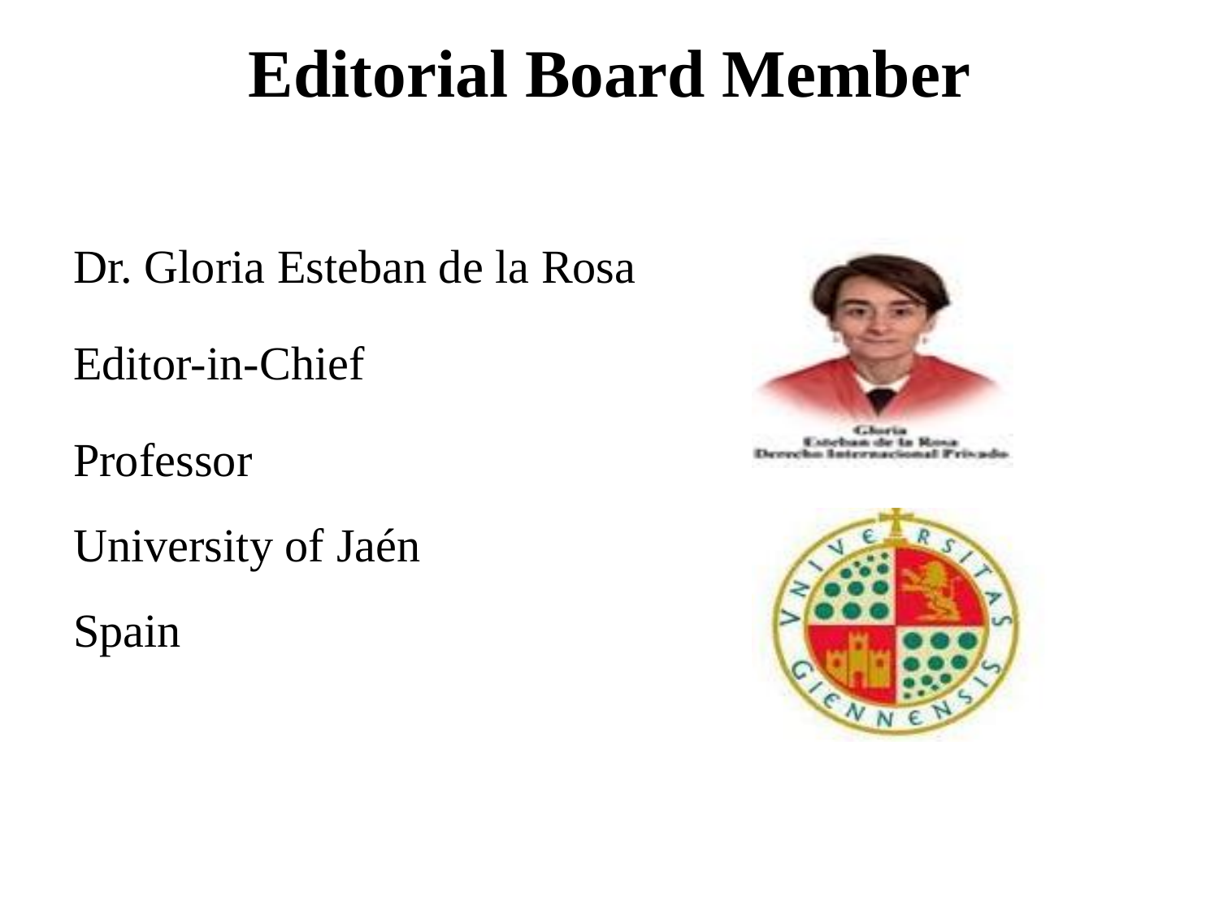# Editorial Board Member

Dr. Gloria Esteban de la Rosa

Editor-in-Chief

Professor

University of Jaén

Spain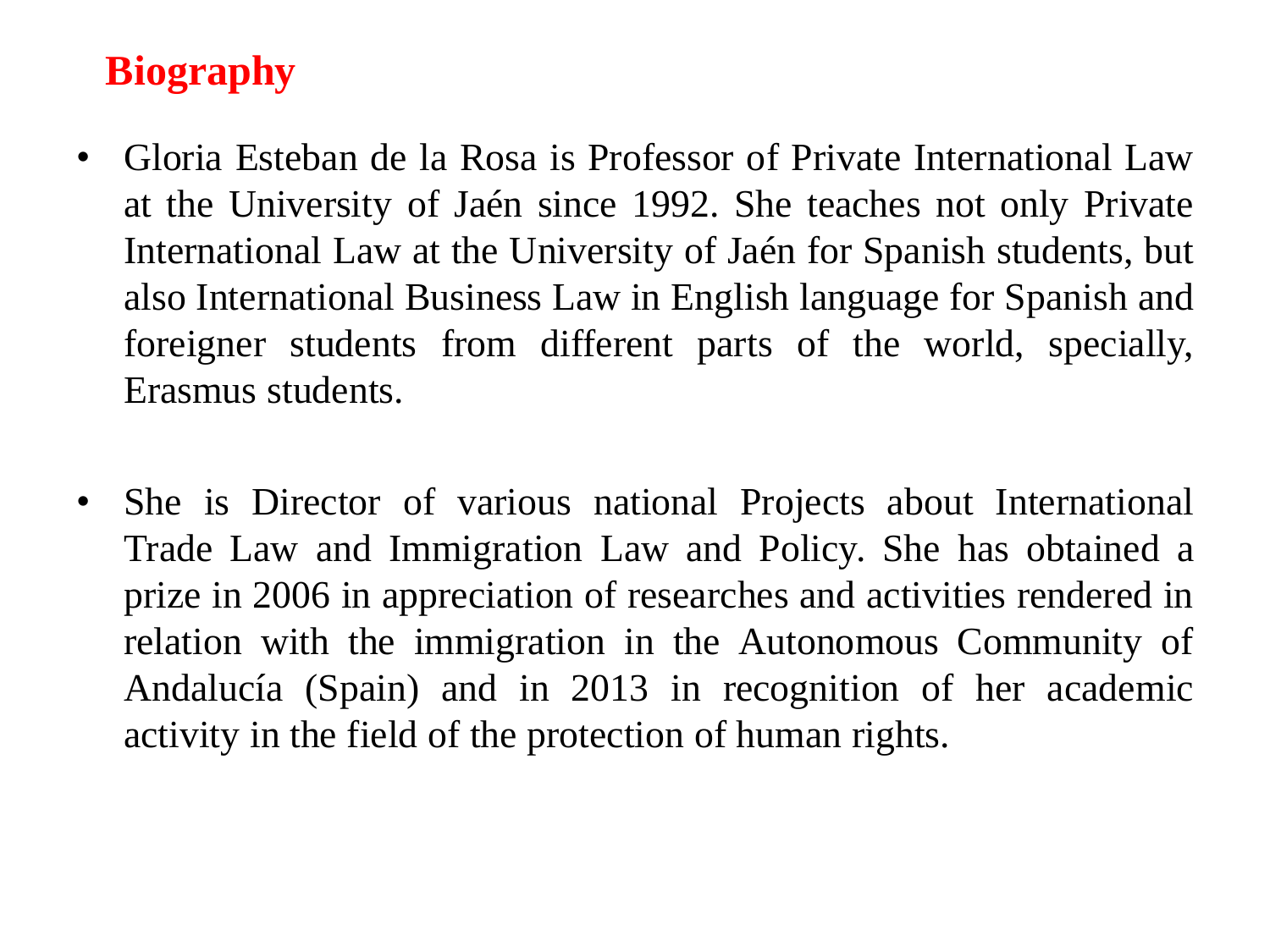## Biography

- Gloria Esteban de la Rosa is Professor of Private International Law at the University of Jaén since 1992. She teaches not only Private International Law at the University of Jaén for Spanish students, but also International Business Law in English language for Spanish and foreigner students from different parts of the world, specially, Erasmus students.

- She is Director of various national Projects about International Trade Law and Immigration Law and Policy. She has obtained a prize in 2006 in appreciation of researches and activities rendered in relation with the immigration in the Autonomous Community of Andalucía (Spain) and in 2013 in recognition of her academic activity in the field of the protection of human rights.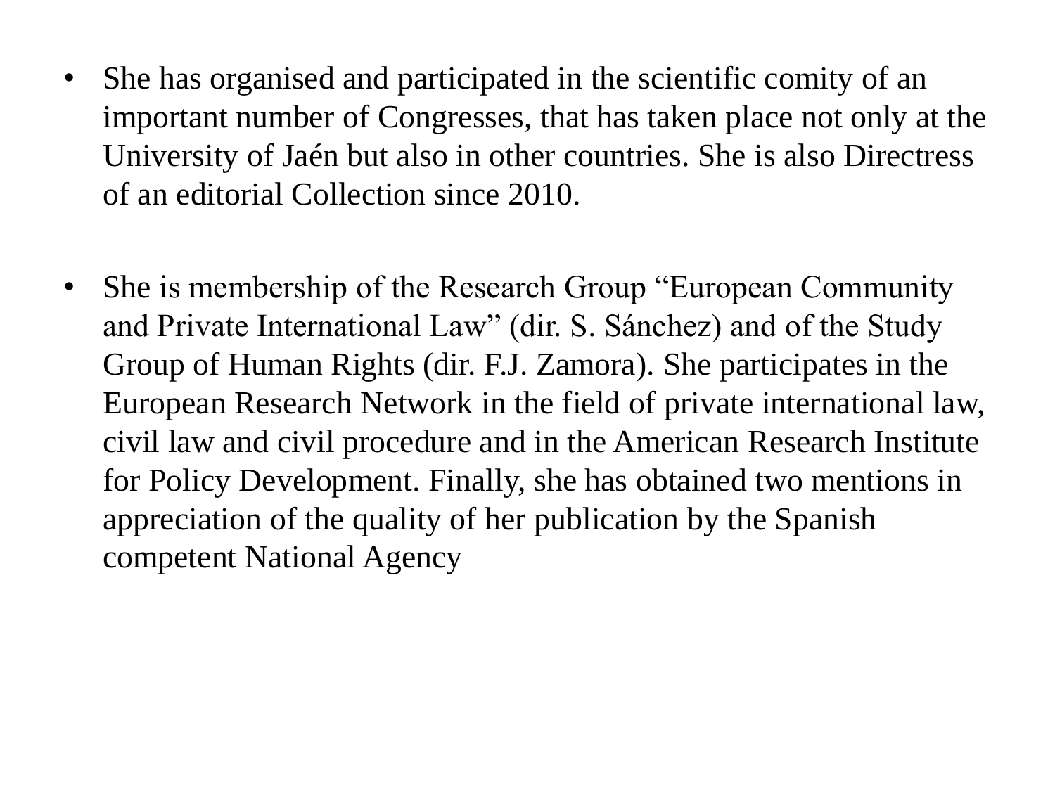- She has organised and participated in the scientific comity of an important number of Congresses, that has taken place not only at the University of Jaén but also in other countries. She is also Directress of an editorial Collection since 2010.

- She is membership of the Research Group "European Community and Private International Law" (dir. S. Sánchez) and of the Study Group of Human Rights (dir. F.J. Zamora). She participates in the European Research Network in the field of private international law, civil law and civil procedure and in the American Research Institute for Policy Development. Finally, she has obtained two mentions in appreciation of the quality of her publication by the Spanish competent National Agency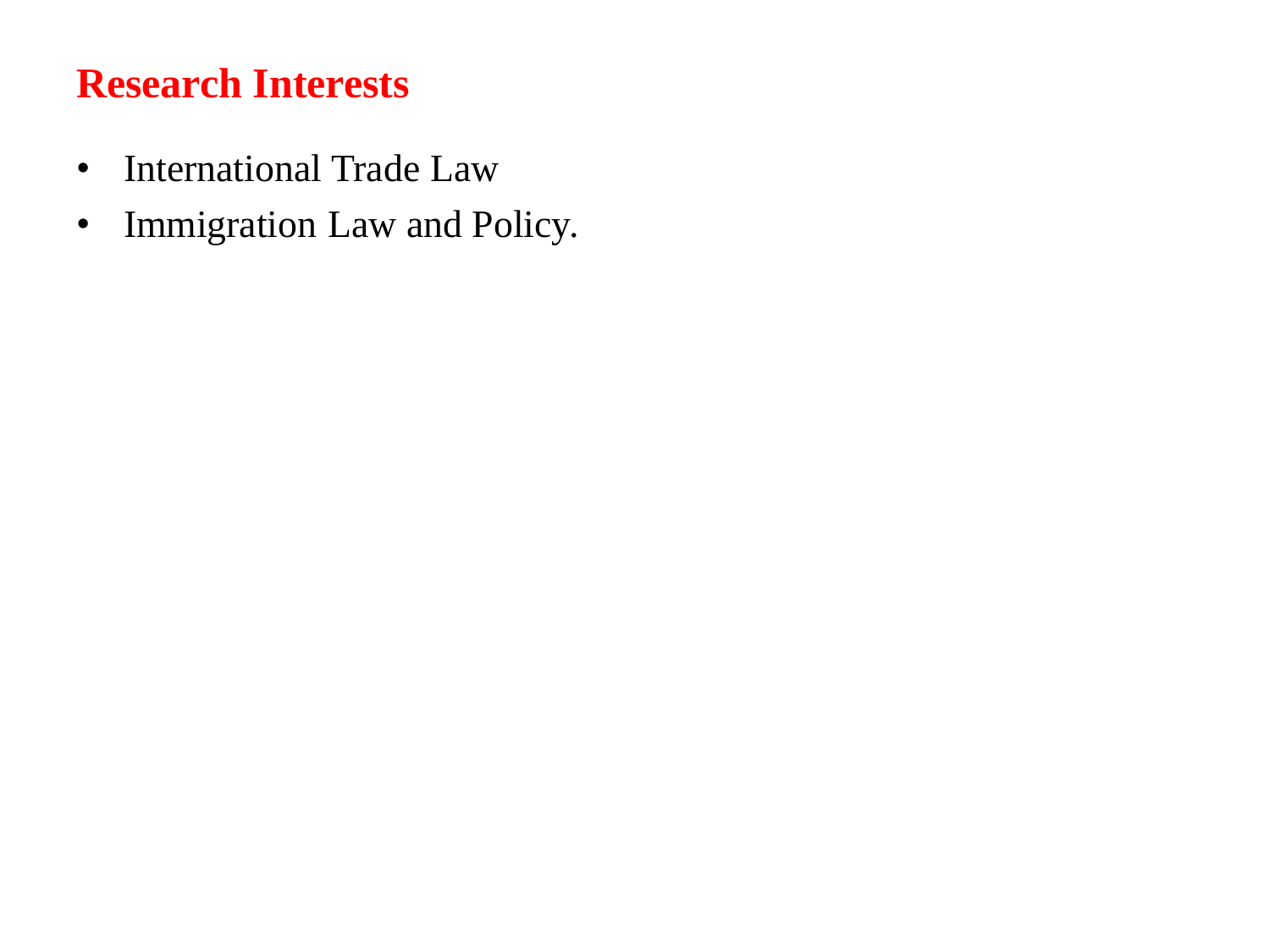## Research Interests

- International Trade Law
- Immigration Law and Policy.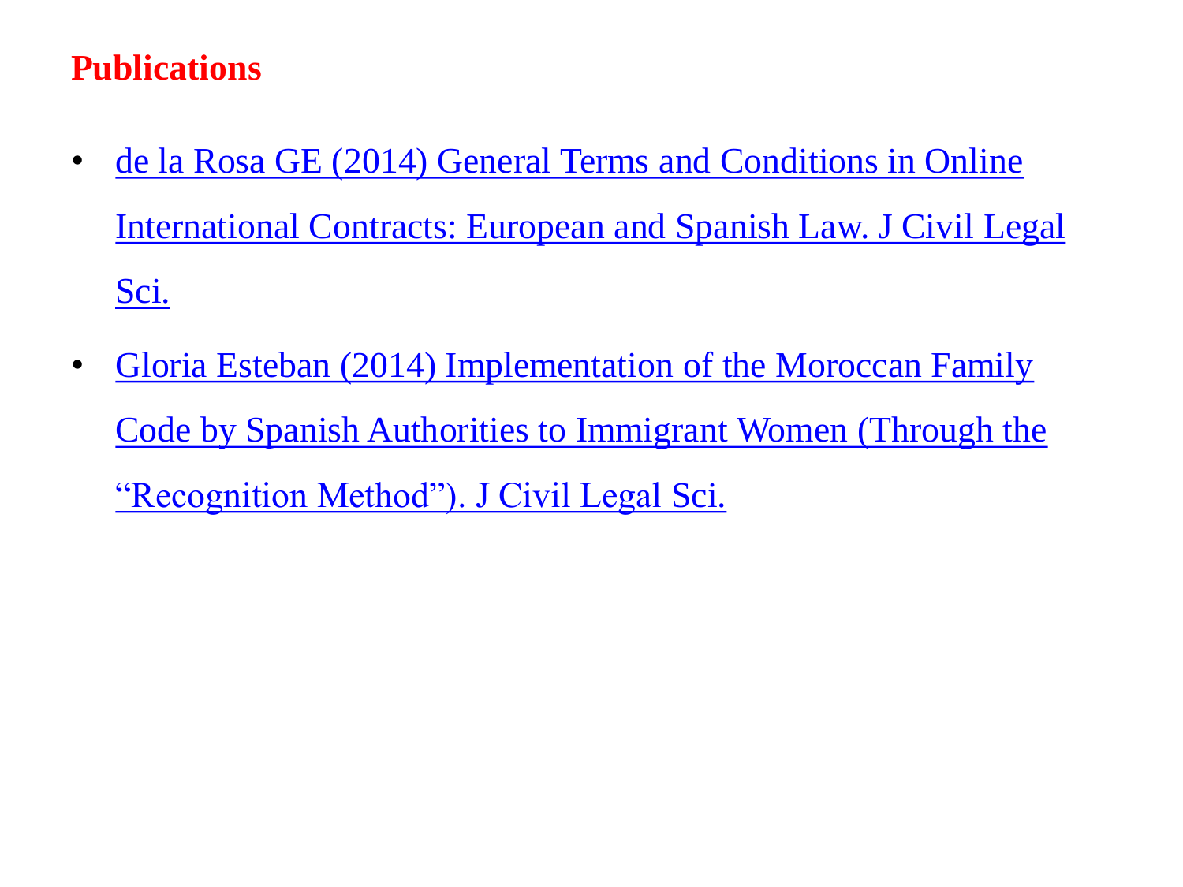## Publications

- de la Rosa GE (2014) General Terms and Conditions in Online International Contracts: European and Spanish Law. J Civil Legal Sci.
- Gloria Esteban (2014) Implementation of the Moroccan Family Code by Spanish Authorities to Immigrant Women (Through the "Recognition Method"). J Civil Legal Sci.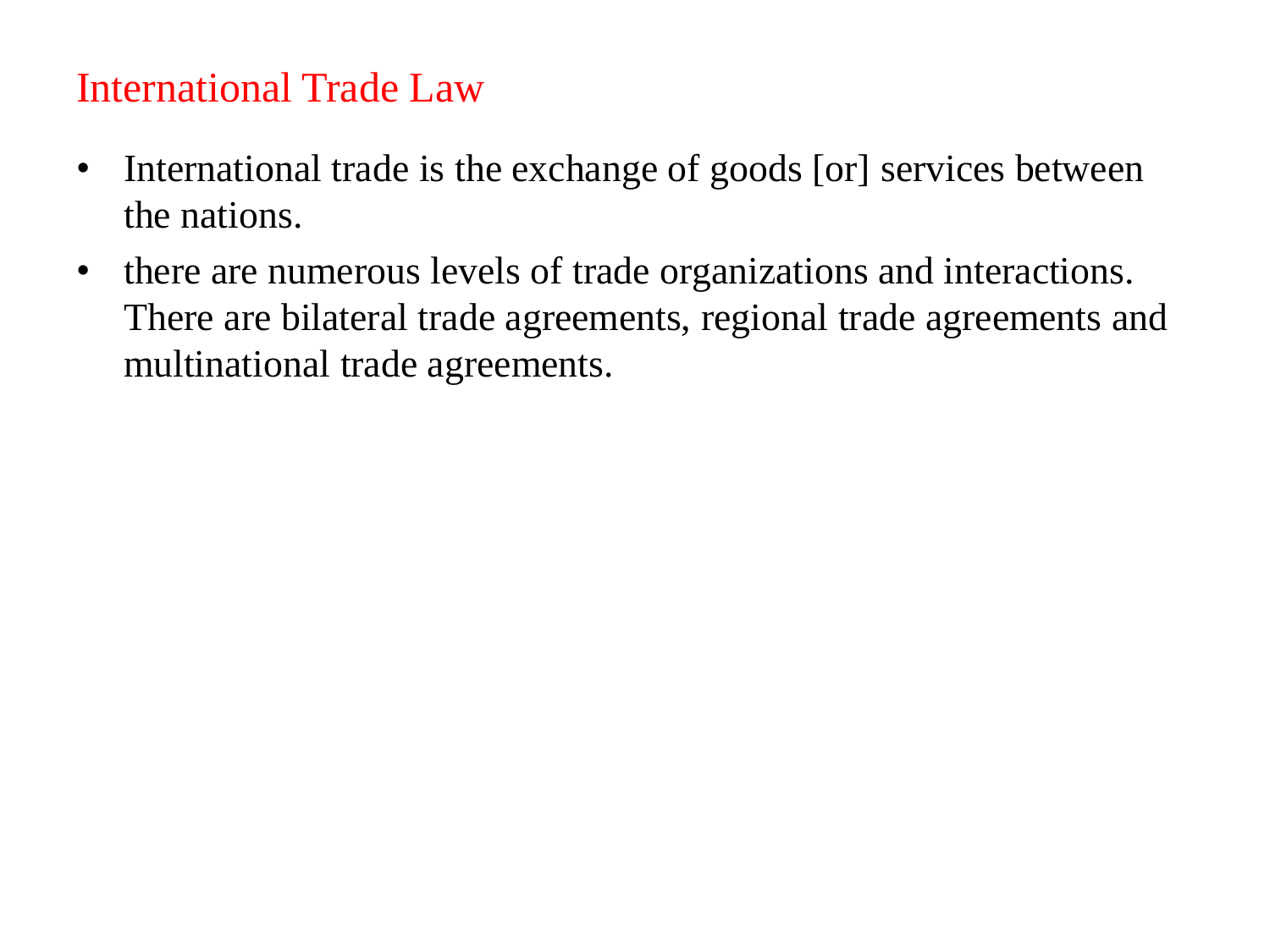## International Trade Law

- International trade is the exchange of goods [or] services between the nations.
- there are numerous levels of trade organizations and interactions. There are bilateral trade agreements, regional trade agreements and multinational trade agreements.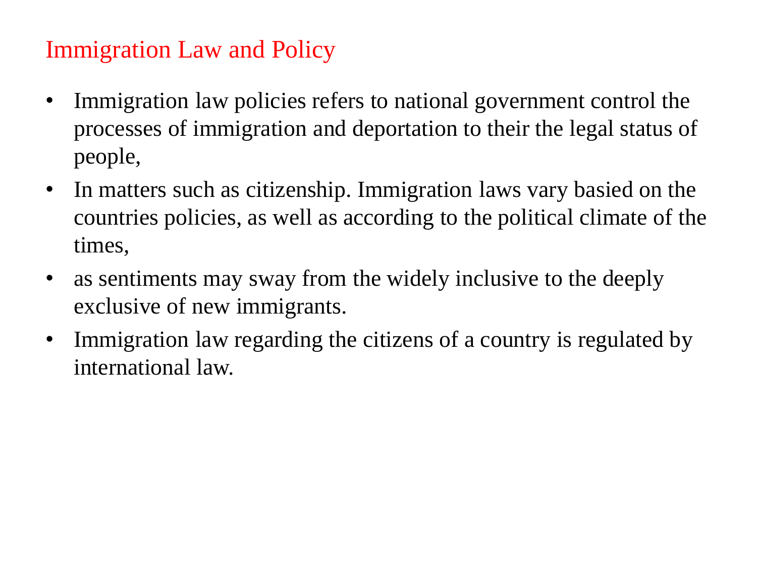## Immigration Law and Policy

- Immigration law policies refers to national government control the processes of immigration and deportation to their the legal status of people,
- In matters such as citizenship. Immigration laws vary basied on the countries policies, as well as according to the political climate of the times,
- as sentiments may sway from the widely inclusive to the deeply exclusive of new immigrants.
- Immigration law regarding the citizens of a country is regulated by international law.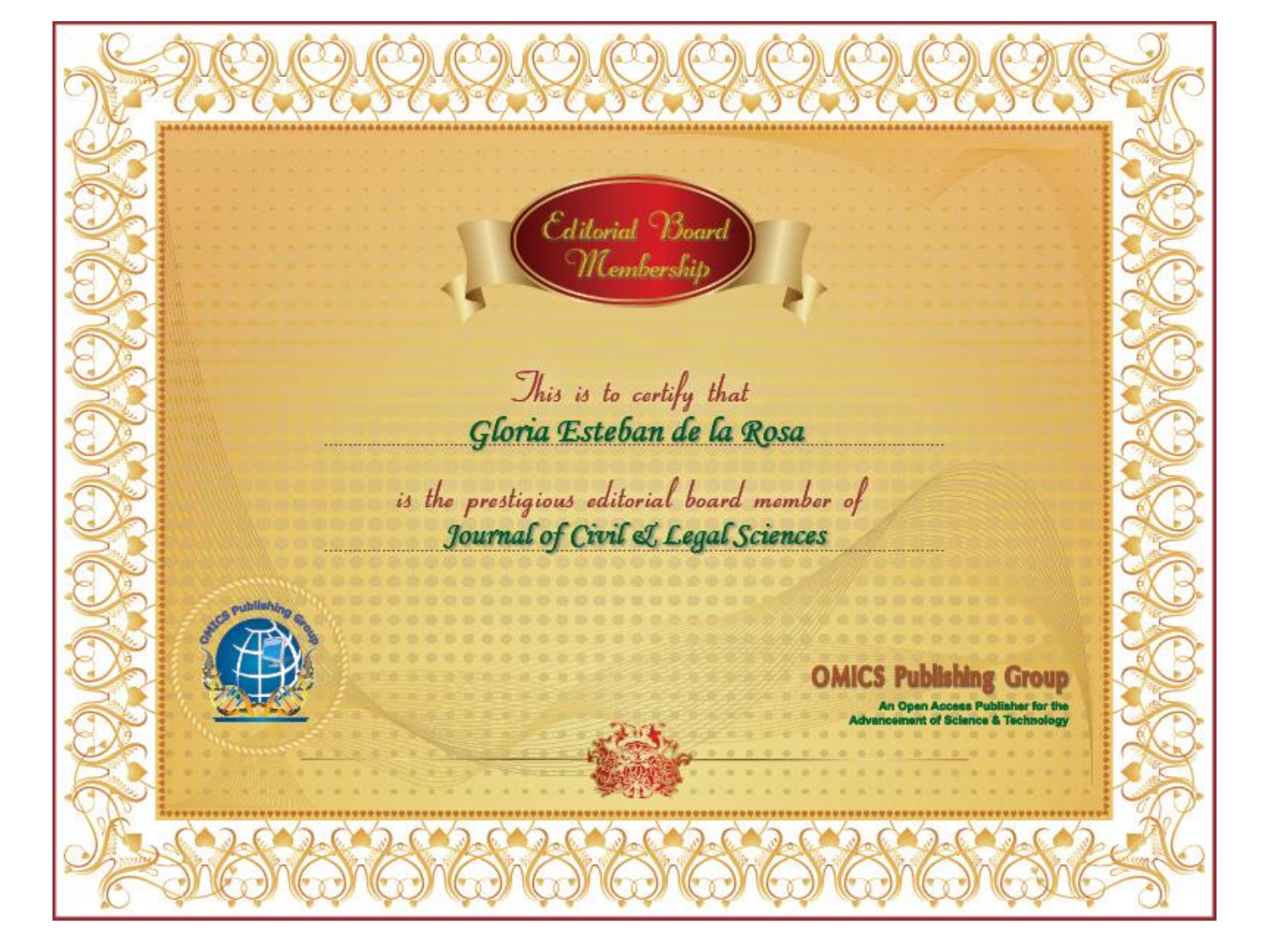# Editorial Board Membership

This is to certify that

**Gloria Esteban de la Rosa**

is the prestigious editorial board member of

**Journal of Civil & Legal Sciences**

OMICS Publishing Group

**OMICS Publishing Group**

An Open Access Publisher for the Advancement of Science & Technology